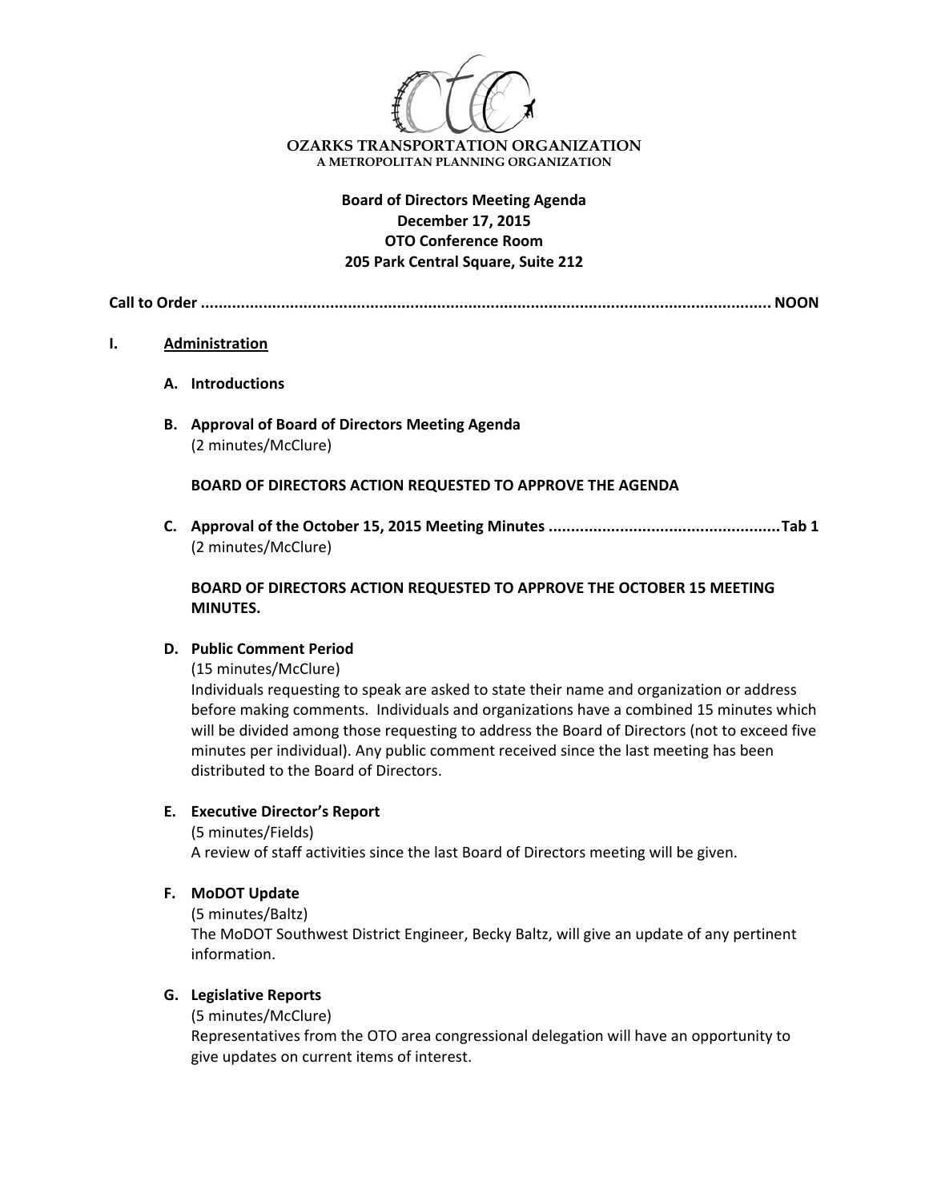**OZARKS TRANSPORTATION ORGANIZATION**
A METROPOLITAN PLANNING ORGANIZATION

**Board of Directors Meeting Agenda**
**December 17, 2015**
**OTO Conference Room**
**205 Park Central Square, Suite 212**

**Call to Order ............................................................................................................................ NOON**

## I. Administration

**A. Introductions**

**B. Approval of Board of Directors Meeting Agenda**
(2 minutes/McClure)

**BOARD OF DIRECTORS ACTION REQUESTED TO APPROVE THE AGENDA**

**C. Approval of the October 15, 2015 Meeting Minutes .................................................... Tab 1**
(2 minutes/McClure)

**BOARD OF DIRECTORS ACTION REQUESTED TO APPROVE THE OCTOBER 15 MEETING MINUTES.**

**D. Public Comment Period**
(15 minutes/McClure)
Individuals requesting to speak are asked to state their name and organization or address before making comments. Individuals and organizations have a combined 15 minutes which will be divided among those requesting to address the Board of Directors (not to exceed five minutes per individual). Any public comment received since the last meeting has been distributed to the Board of Directors.

**E. Executive Director's Report**
(5 minutes/Fields)
A review of staff activities since the last Board of Directors meeting will be given.

**F. MoDOT Update**
(5 minutes/Baltz)
The MoDOT Southwest District Engineer, Becky Baltz, will give an update of any pertinent information.

**G. Legislative Reports**
(5 minutes/McClure)
Representatives from the OTO area congressional delegation will have an opportunity to give updates on current items of interest.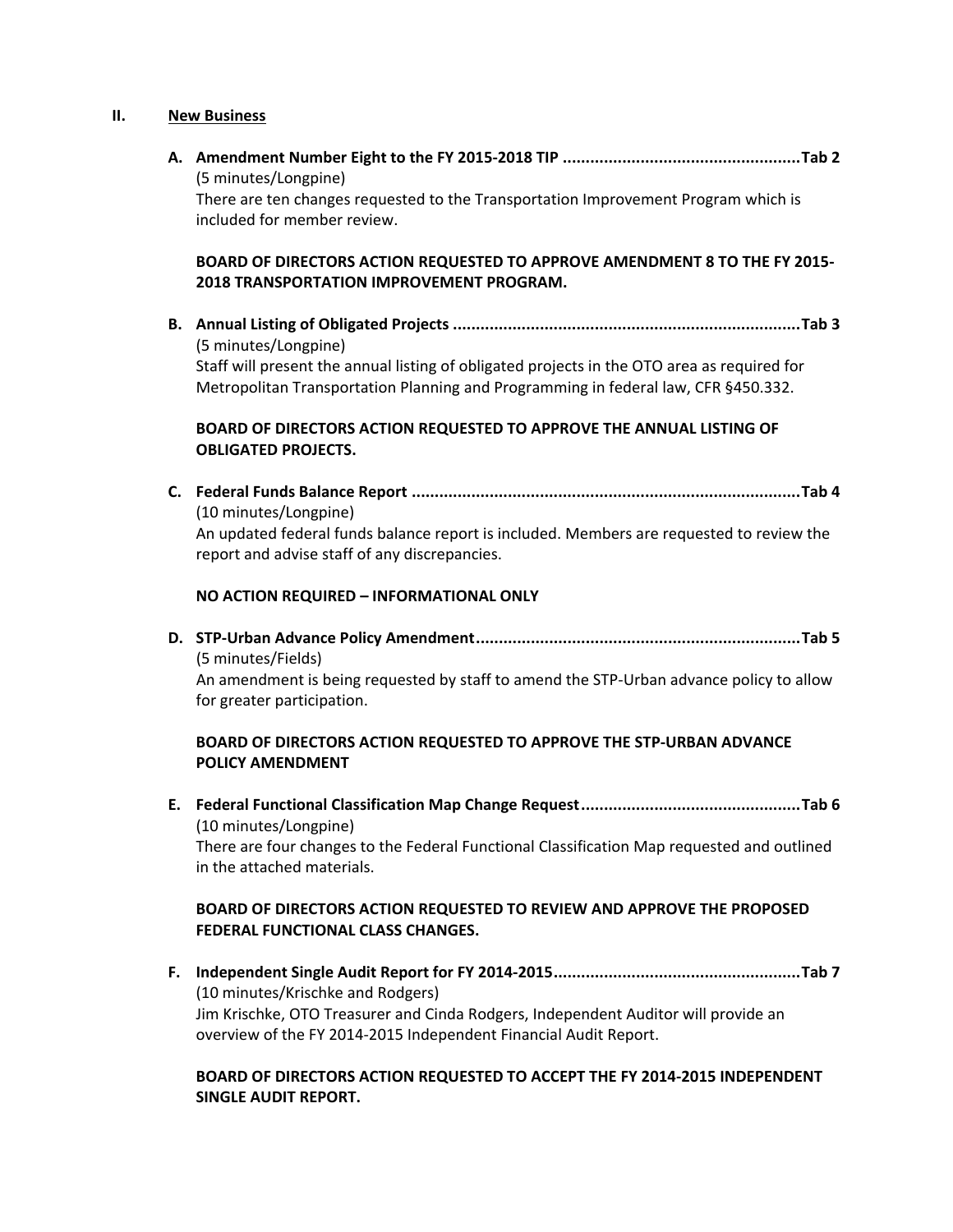## II. New Business

**A. Amendment Number Eight to the FY 2015-2018 TIP ....................................................Tab 2**

(5 minutes/Longpine)

There are ten changes requested to the Transportation Improvement Program which is included for member review.

**BOARD OF DIRECTORS ACTION REQUESTED TO APPROVE AMENDMENT 8 TO THE FY 2015-2018 TRANSPORTATION IMPROVEMENT PROGRAM.**

**B. Annual Listing of Obligated Projects ...........................................................................Tab 3**

(5 minutes/Longpine)

Staff will present the annual listing of obligated projects in the OTO area as required for Metropolitan Transportation Planning and Programming in federal law, CFR §450.332.

**BOARD OF DIRECTORS ACTION REQUESTED TO APPROVE THE ANNUAL LISTING OF OBLIGATED PROJECTS.**

**C. Federal Funds Balance Report ....................................................................................Tab 4**

(10 minutes/Longpine)

An updated federal funds balance report is included. Members are requested to review the report and advise staff of any discrepancies.

**NO ACTION REQUIRED – INFORMATIONAL ONLY**

**D. STP-Urban Advance Policy Amendment......................................................................Tab 5**

(5 minutes/Fields)

An amendment is being requested by staff to amend the STP-Urban advance policy to allow for greater participation.

**BOARD OF DIRECTORS ACTION REQUESTED TO APPROVE THE STP-URBAN ADVANCE POLICY AMENDMENT**

**E. Federal Functional Classification Map Change Request................................................Tab 6**

(10 minutes/Longpine)

There are four changes to the Federal Functional Classification Map requested and outlined in the attached materials.

**BOARD OF DIRECTORS ACTION REQUESTED TO REVIEW AND APPROVE THE PROPOSED FEDERAL FUNCTIONAL CLASS CHANGES.**

**F. Independent Single Audit Report for FY 2014-2015.....................................................Tab 7**

(10 minutes/Krischke and Rodgers)

Jim Krischke, OTO Treasurer and Cinda Rodgers, Independent Auditor will provide an overview of the FY 2014-2015 Independent Financial Audit Report.

**BOARD OF DIRECTORS ACTION REQUESTED TO ACCEPT THE FY 2014-2015 INDEPENDENT SINGLE AUDIT REPORT.**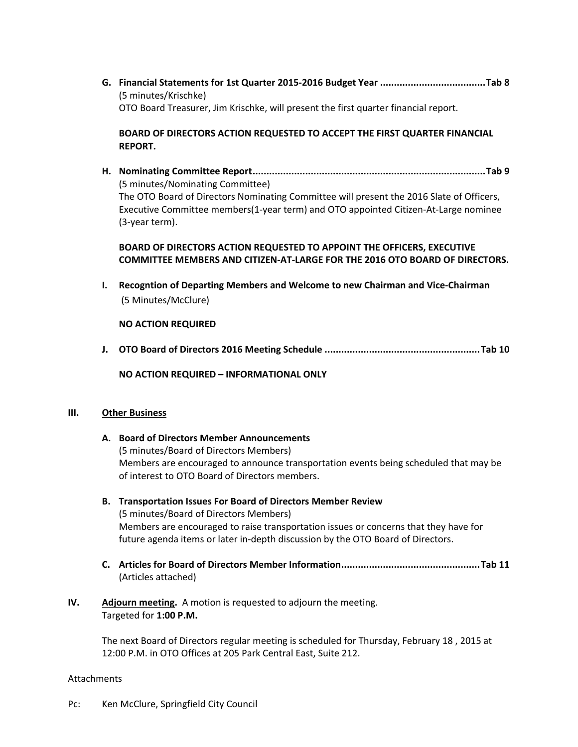**G. Financial Statements for 1st Quarter 2015-2016 Budget Year ......................................Tab 8**
(5 minutes/Krischke)
OTO Board Treasurer, Jim Krischke, will present the first quarter financial report.

**BOARD OF DIRECTORS ACTION REQUESTED TO ACCEPT THE FIRST QUARTER FINANCIAL REPORT.**

**H. Nominating Committee Report.....................................................................................Tab 9**
(5 minutes/Nominating Committee)
The OTO Board of Directors Nominating Committee will present the 2016 Slate of Officers, Executive Committee members(1-year term) and OTO appointed Citizen-At-Large nominee (3-year term).

**BOARD OF DIRECTORS ACTION REQUESTED TO APPOINT THE OFFICERS, EXECUTIVE COMMITTEE MEMBERS AND CITIZEN-AT-LARGE FOR THE 2016 OTO BOARD OF DIRECTORS.**

**I. Recogntion of Departing Members and Welcome to new Chairman and Vice-Chairman**
(5 Minutes/McClure)

**NO ACTION REQUIRED**

**J. OTO Board of Directors 2016 Meeting Schedule ........................................................Tab 10**

**NO ACTION REQUIRED – INFORMATIONAL ONLY**

## III. Other Business

**A. Board of Directors Member Announcements**
(5 minutes/Board of Directors Members)
Members are encouraged to announce transportation events being scheduled that may be of interest to OTO Board of Directors members.

**B. Transportation Issues For Board of Directors Member Review**
(5 minutes/Board of Directors Members)
Members are encouraged to raise transportation issues or concerns that they have for future agenda items or later in-depth discussion by the OTO Board of Directors.

**C. Articles for Board of Directors Member Information..................................................Tab 11**
(Articles attached)

## IV. Adjourn meeting.

A motion is requested to adjourn the meeting.
Targeted for **1:00 P.M.**

The next Board of Directors regular meeting is scheduled for Thursday, February 18 , 2015 at 12:00 P.M. in OTO Offices at 205 Park Central East, Suite 212.

Attachments

Pc: Ken McClure, Springfield City Council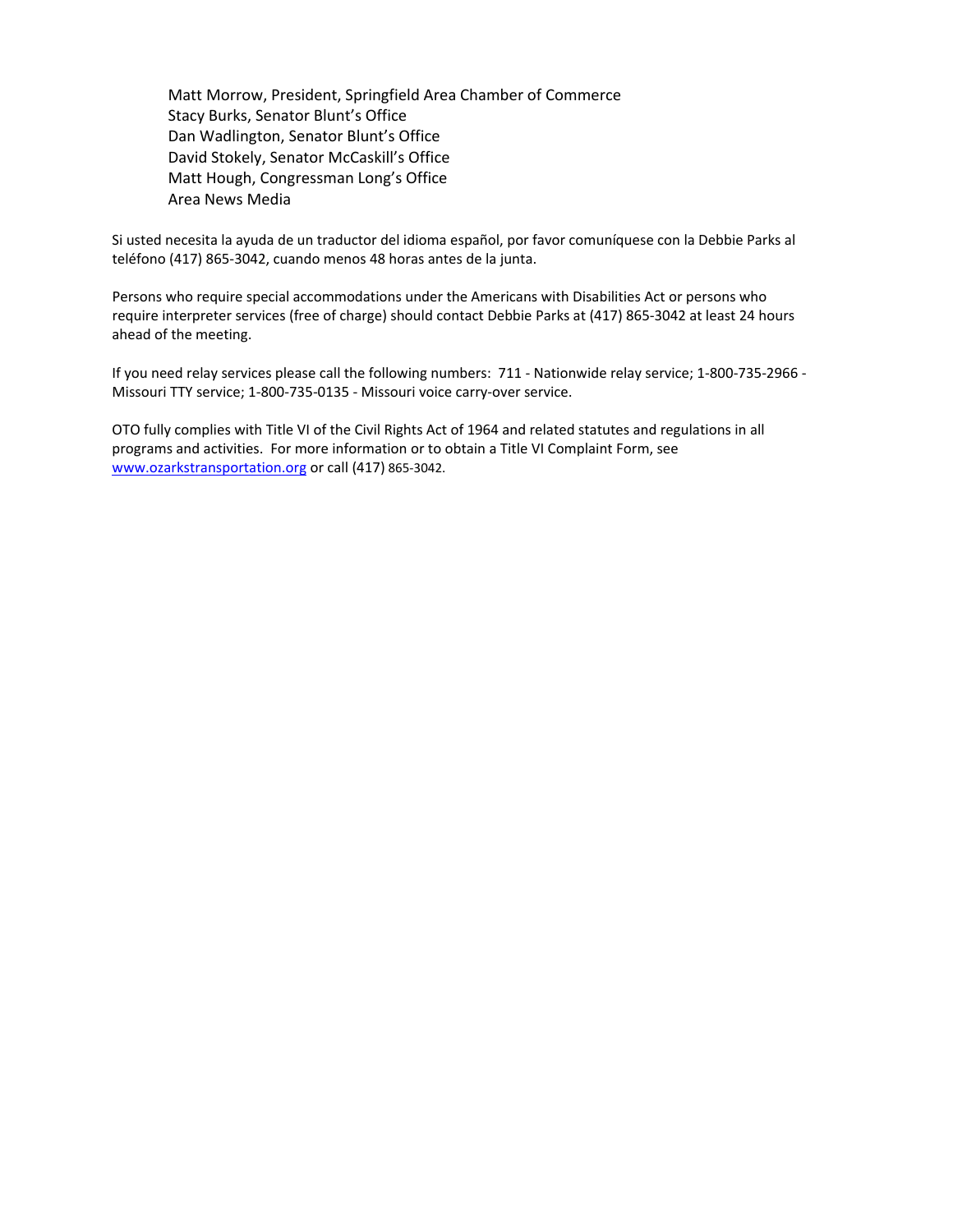Matt Morrow, President, Springfield Area Chamber of Commerce
Stacy Burks, Senator Blunt's Office
Dan Wadlington, Senator Blunt's Office
David Stokely, Senator McCaskill's Office
Matt Hough, Congressman Long's Office
Area News Media

Si usted necesita la ayuda de un traductor del idioma español, por favor comuníquese con la Debbie Parks al teléfono (417) 865-3042, cuando menos 48 horas antes de la junta.

Persons who require special accommodations under the Americans with Disabilities Act or persons who require interpreter services (free of charge) should contact Debbie Parks at (417) 865-3042 at least 24 hours ahead of the meeting.

If you need relay services please call the following numbers: 711 - Nationwide relay service; 1-800-735-2966 - Missouri TTY service; 1-800-735-0135 - Missouri voice carry-over service.

OTO fully complies with Title VI of the Civil Rights Act of 1964 and related statutes and regulations in all programs and activities. For more information or to obtain a Title VI Complaint Form, see www.ozarkstransportation.org or call (417) 865-3042.